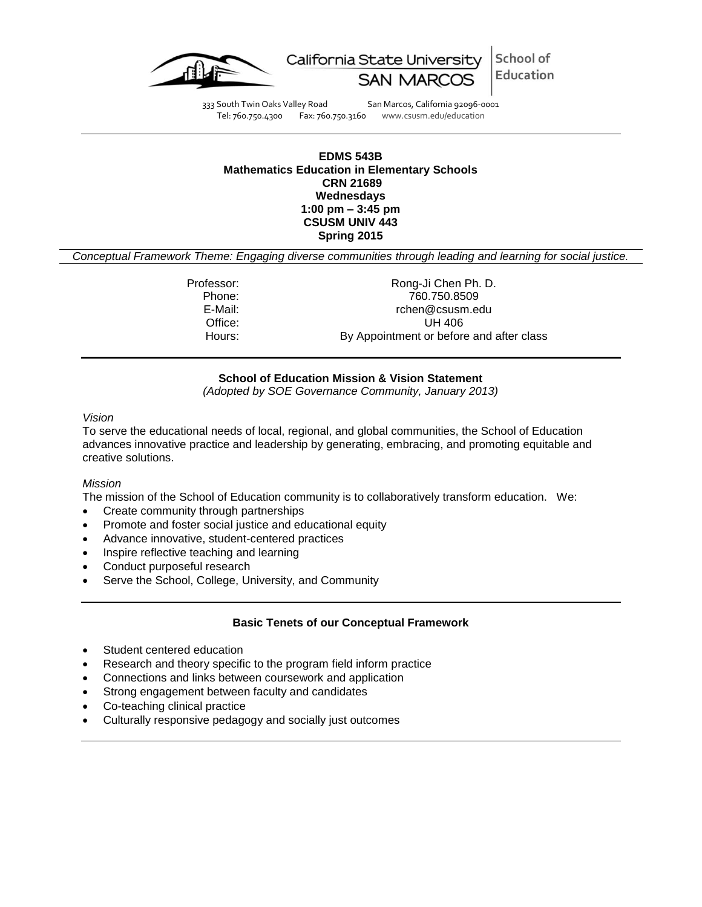California State University SAN MARCOS | School of Education

333 South Twin Oaks Valley Road San Marcos, California 92096-0001
Tel: 760.750.4300 Fax: 760.750.3160 www.csusm.edu/education

---

**EDMS 543B**
**Mathematics Education in Elementary Schools**
**CRN 21689**
**Wednesdays**
**1:00 pm – 3:45 pm**
**CSUSM UNIV 443**
**Spring 2015**

*Conceptual Framework Theme: Engaging diverse communities through leading and learning for social justice.*

| | |
|---|---|
| Professor: | Rong-Ji Chen Ph. D. |
| Phone: | 760.750.8509 |
| E-Mail: | rchen@csusm.edu |
| Office: | UH 406 |
| Hours: | By Appointment or before and after class |

---

**School of Education Mission & Vision Statement**
*(Adopted by SOE Governance Community, January 2013)*

*Vision*

To serve the educational needs of local, regional, and global communities, the School of Education advances innovative practice and leadership by generating, embracing, and promoting equitable and creative solutions.

*Mission*

The mission of the School of Education community is to collaboratively transform education. We:

- Create community through partnerships
- Promote and foster social justice and educational equity
- Advance innovative, student-centered practices
- Inspire reflective teaching and learning
- Conduct purposeful research
- Serve the School, College, University, and Community

---

**Basic Tenets of our Conceptual Framework**

- Student centered education
- Research and theory specific to the program field inform practice
- Connections and links between coursework and application
- Strong engagement between faculty and candidates
- Co-teaching clinical practice
- Culturally responsive pedagogy and socially just outcomes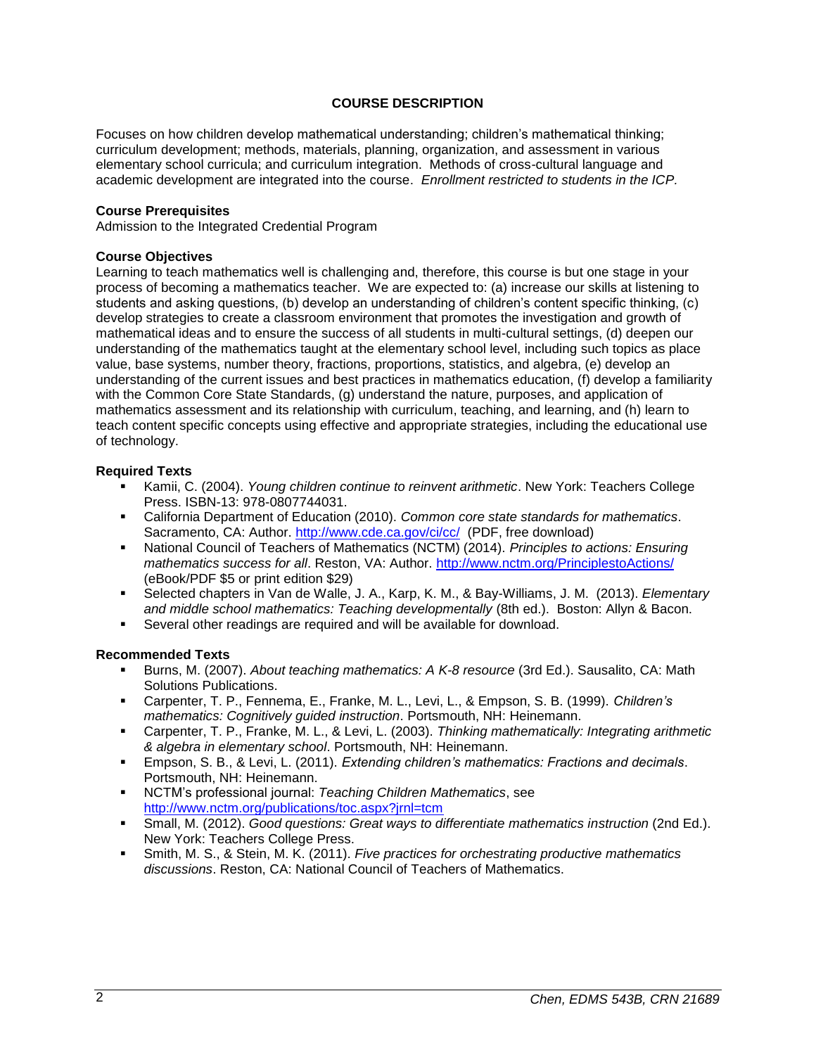## COURSE DESCRIPTION

Focuses on how children develop mathematical understanding; children's mathematical thinking; curriculum development; methods, materials, planning, organization, and assessment in various elementary school curricula; and curriculum integration. Methods of cross-cultural language and academic development are integrated into the course. *Enrollment restricted to students in the ICP.*

### Course Prerequisites

Admission to the Integrated Credential Program

### Course Objectives

Learning to teach mathematics well is challenging and, therefore, this course is but one stage in your process of becoming a mathematics teacher. We are expected to: (a) increase our skills at listening to students and asking questions, (b) develop an understanding of children's content specific thinking, (c) develop strategies to create a classroom environment that promotes the investigation and growth of mathematical ideas and to ensure the success of all students in multi-cultural settings, (d) deepen our understanding of the mathematics taught at the elementary school level, including such topics as place value, base systems, number theory, fractions, proportions, statistics, and algebra, (e) develop an understanding of the current issues and best practices in mathematics education, (f) develop a familiarity with the Common Core State Standards, (g) understand the nature, purposes, and application of mathematics assessment and its relationship with curriculum, teaching, and learning, and (h) learn to teach content specific concepts using effective and appropriate strategies, including the educational use of technology.

### Required Texts

- Kamii, C. (2004). *Young children continue to reinvent arithmetic*. New York: Teachers College Press. ISBN-13: 978-0807744031.
- California Department of Education (2010). *Common core state standards for mathematics*. Sacramento, CA: Author. http://www.cde.ca.gov/ci/cc/ (PDF, free download)
- National Council of Teachers of Mathematics (NCTM) (2014). *Principles to actions: Ensuring mathematics success for all*. Reston, VA: Author. http://www.nctm.org/PrinciplestoActions/ (eBook/PDF $5 or print edition $29)
- Selected chapters in Van de Walle, J. A., Karp, K. M., & Bay-Williams, J. M. (2013). *Elementary and middle school mathematics: Teaching developmentally* (8th ed.). Boston: Allyn & Bacon.
- Several other readings are required and will be available for download.

### Recommended Texts

- Burns, M. (2007). *About teaching mathematics: A K-8 resource* (3rd Ed.). Sausalito, CA: Math Solutions Publications.
- Carpenter, T. P., Fennema, E., Franke, M. L., Levi, L., & Empson, S. B. (1999). *Children's mathematics: Cognitively guided instruction*. Portsmouth, NH: Heinemann.
- Carpenter, T. P., Franke, M. L., & Levi, L. (2003). *Thinking mathematically: Integrating arithmetic & algebra in elementary school*. Portsmouth, NH: Heinemann.
- Empson, S. B., & Levi, L. (2011). *Extending children's mathematics: Fractions and decimals*. Portsmouth, NH: Heinemann.
- NCTM's professional journal: *Teaching Children Mathematics*, see http://www.nctm.org/publications/toc.aspx?jrnl=tcm
- Small, M. (2012). *Good questions: Great ways to differentiate mathematics instruction* (2nd Ed.). New York: Teachers College Press.
- Smith, M. S., & Stein, M. K. (2011). *Five practices for orchestrating productive mathematics discussions*. Reston, CA: National Council of Teachers of Mathematics.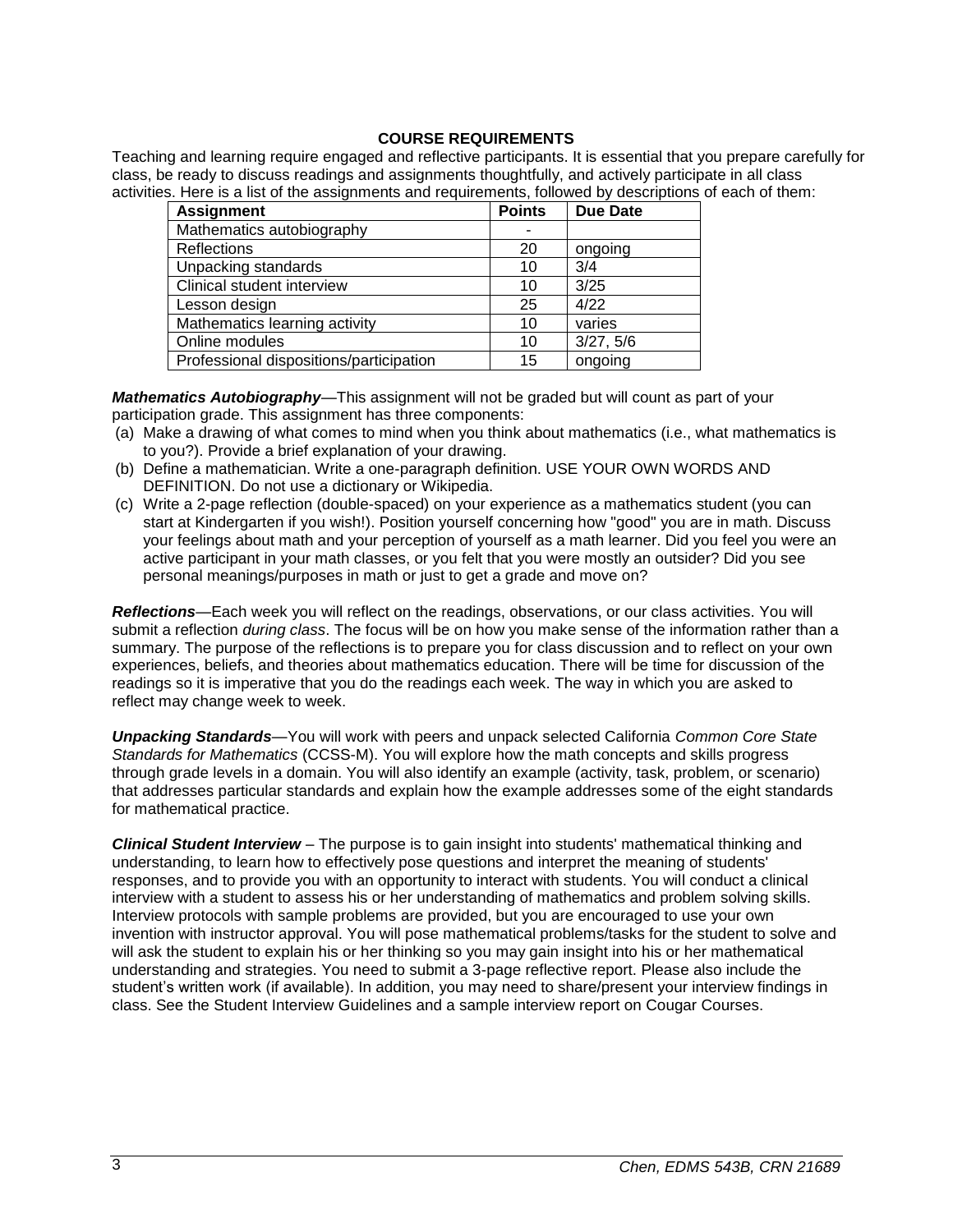## COURSE REQUIREMENTS

Teaching and learning require engaged and reflective participants. It is essential that you prepare carefully for class, be ready to discuss readings and assignments thoughtfully, and actively participate in all class activities. Here is a list of the assignments and requirements, followed by descriptions of each of them:

| Assignment | Points | Due Date |
|---|---|---|
| Mathematics autobiography | - | |
| Reflections | 20 | ongoing |
| Unpacking standards | 10 | 3/4 |
| Clinical student interview | 10 | 3/25 |
| Lesson design | 25 | 4/22 |
| Mathematics learning activity | 10 | varies |
| Online modules | 10 | 3/27, 5/6 |
| Professional dispositions/participation | 15 | ongoing |

***Mathematics Autobiography***—This assignment will not be graded but will count as part of your participation grade. This assignment has three components:

(a) Make a drawing of what comes to mind when you think about mathematics (i.e., what mathematics is to you?). Provide a brief explanation of your drawing.

(b) Define a mathematician. Write a one-paragraph definition. USE YOUR OWN WORDS AND DEFINITION. Do not use a dictionary or Wikipedia.

(c) Write a 2-page reflection (double-spaced) on your experience as a mathematics student (you can start at Kindergarten if you wish!). Position yourself concerning how "good" you are in math. Discuss your feelings about math and your perception of yourself as a math learner. Did you feel you were an active participant in your math classes, or you felt that you were mostly an outsider? Did you see personal meanings/purposes in math or just to get a grade and move on?

***Reflections***—Each week you will reflect on the readings, observations, or our class activities. You will submit a reflection *during class*. The focus will be on how you make sense of the information rather than a summary. The purpose of the reflections is to prepare you for class discussion and to reflect on your own experiences, beliefs, and theories about mathematics education. There will be time for discussion of the readings so it is imperative that you do the readings each week. The way in which you are asked to reflect may change week to week.

***Unpacking Standards***—You will work with peers and unpack selected California *Common Core State Standards for Mathematics* (CCSS-M). You will explore how the math concepts and skills progress through grade levels in a domain. You will also identify an example (activity, task, problem, or scenario) that addresses particular standards and explain how the example addresses some of the eight standards for mathematical practice.

***Clinical Student Interview*** – The purpose is to gain insight into students' mathematical thinking and understanding, to learn how to effectively pose questions and interpret the meaning of students' responses, and to provide you with an opportunity to interact with students. You will conduct a clinical interview with a student to assess his or her understanding of mathematics and problem solving skills. Interview protocols with sample problems are provided, but you are encouraged to use your own invention with instructor approval. You will pose mathematical problems/tasks for the student to solve and will ask the student to explain his or her thinking so you may gain insight into his or her mathematical understanding and strategies. You need to submit a 3-page reflective report. Please also include the student's written work (if available). In addition, you may need to share/present your interview findings in class. See the Student Interview Guidelines and a sample interview report on Cougar Courses.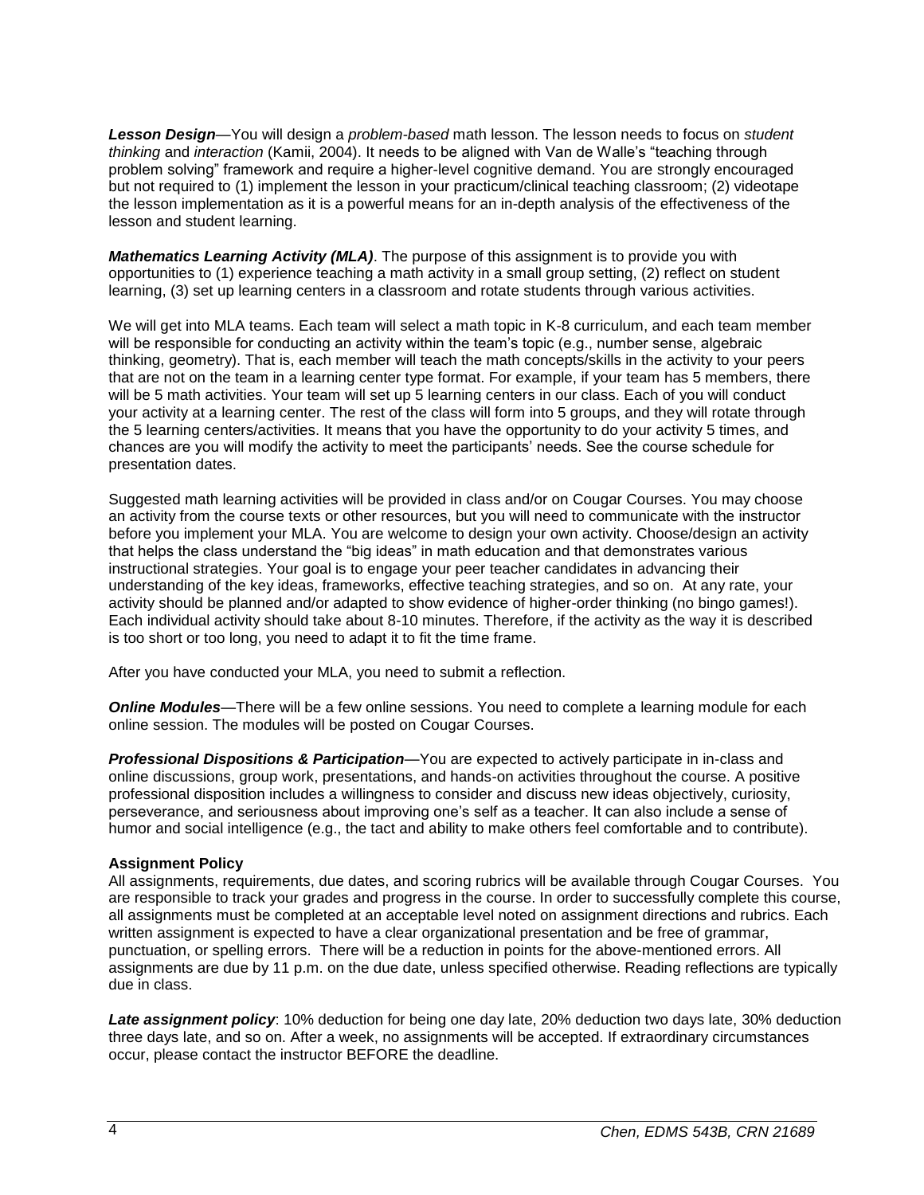***Lesson Design***—You will design a *problem-based* math lesson. The lesson needs to focus on *student thinking* and *interaction* (Kamii, 2004). It needs to be aligned with Van de Walle's "teaching through problem solving" framework and require a higher-level cognitive demand. You are strongly encouraged but not required to (1) implement the lesson in your practicum/clinical teaching classroom; (2) videotape the lesson implementation as it is a powerful means for an in-depth analysis of the effectiveness of the lesson and student learning.

***Mathematics Learning Activity (MLA)***. The purpose of this assignment is to provide you with opportunities to (1) experience teaching a math activity in a small group setting, (2) reflect on student learning, (3) set up learning centers in a classroom and rotate students through various activities.

We will get into MLA teams. Each team will select a math topic in K-8 curriculum, and each team member will be responsible for conducting an activity within the team's topic (e.g., number sense, algebraic thinking, geometry). That is, each member will teach the math concepts/skills in the activity to your peers that are not on the team in a learning center type format. For example, if your team has 5 members, there will be 5 math activities. Your team will set up 5 learning centers in our class. Each of you will conduct your activity at a learning center. The rest of the class will form into 5 groups, and they will rotate through the 5 learning centers/activities. It means that you have the opportunity to do your activity 5 times, and chances are you will modify the activity to meet the participants' needs. See the course schedule for presentation dates.

Suggested math learning activities will be provided in class and/or on Cougar Courses. You may choose an activity from the course texts or other resources, but you will need to communicate with the instructor before you implement your MLA. You are welcome to design your own activity. Choose/design an activity that helps the class understand the "big ideas" in math education and that demonstrates various instructional strategies. Your goal is to engage your peer teacher candidates in advancing their understanding of the key ideas, frameworks, effective teaching strategies, and so on. At any rate, your activity should be planned and/or adapted to show evidence of higher-order thinking (no bingo games!). Each individual activity should take about 8-10 minutes. Therefore, if the activity as the way it is described is too short or too long, you need to adapt it to fit the time frame.

After you have conducted your MLA, you need to submit a reflection.

***Online Modules***—There will be a few online sessions. You need to complete a learning module for each online session. The modules will be posted on Cougar Courses.

***Professional Dispositions & Participation***—You are expected to actively participate in in-class and online discussions, group work, presentations, and hands-on activities throughout the course. A positive professional disposition includes a willingness to consider and discuss new ideas objectively, curiosity, perseverance, and seriousness about improving one's self as a teacher. It can also include a sense of humor and social intelligence (e.g., the tact and ability to make others feel comfortable and to contribute).

**Assignment Policy**

All assignments, requirements, due dates, and scoring rubrics will be available through Cougar Courses. You are responsible to track your grades and progress in the course. In order to successfully complete this course, all assignments must be completed at an acceptable level noted on assignment directions and rubrics. Each written assignment is expected to have a clear organizational presentation and be free of grammar, punctuation, or spelling errors. There will be a reduction in points for the above-mentioned errors. All assignments are due by 11 p.m. on the due date, unless specified otherwise. Reading reflections are typically due in class.

***Late assignment policy***: 10% deduction for being one day late, 20% deduction two days late, 30% deduction three days late, and so on. After a week, no assignments will be accepted. If extraordinary circumstances occur, please contact the instructor BEFORE the deadline.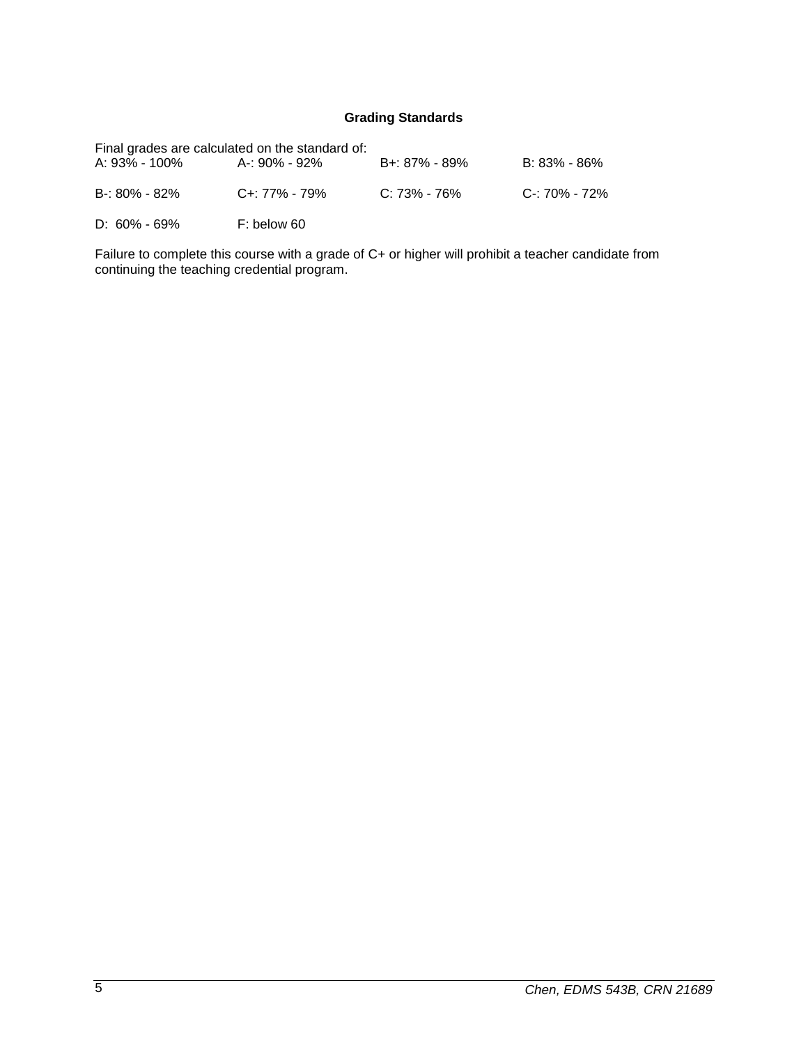### Grading Standards

Final grades are calculated on the standard of:

| | | | |
|---|---|---|---|
| A: 93% - 100% | A-: 90% - 92% | B+: 87% - 89% | B: 83% - 86% |
| B-: 80% - 82% | C+: 77% - 79% | C: 73% - 76% | C-: 70% - 72% |
| D: 60% - 69% | F: below 60 | | |

Failure to complete this course with a grade of C+ or higher will prohibit a teacher candidate from continuing the teaching credential program.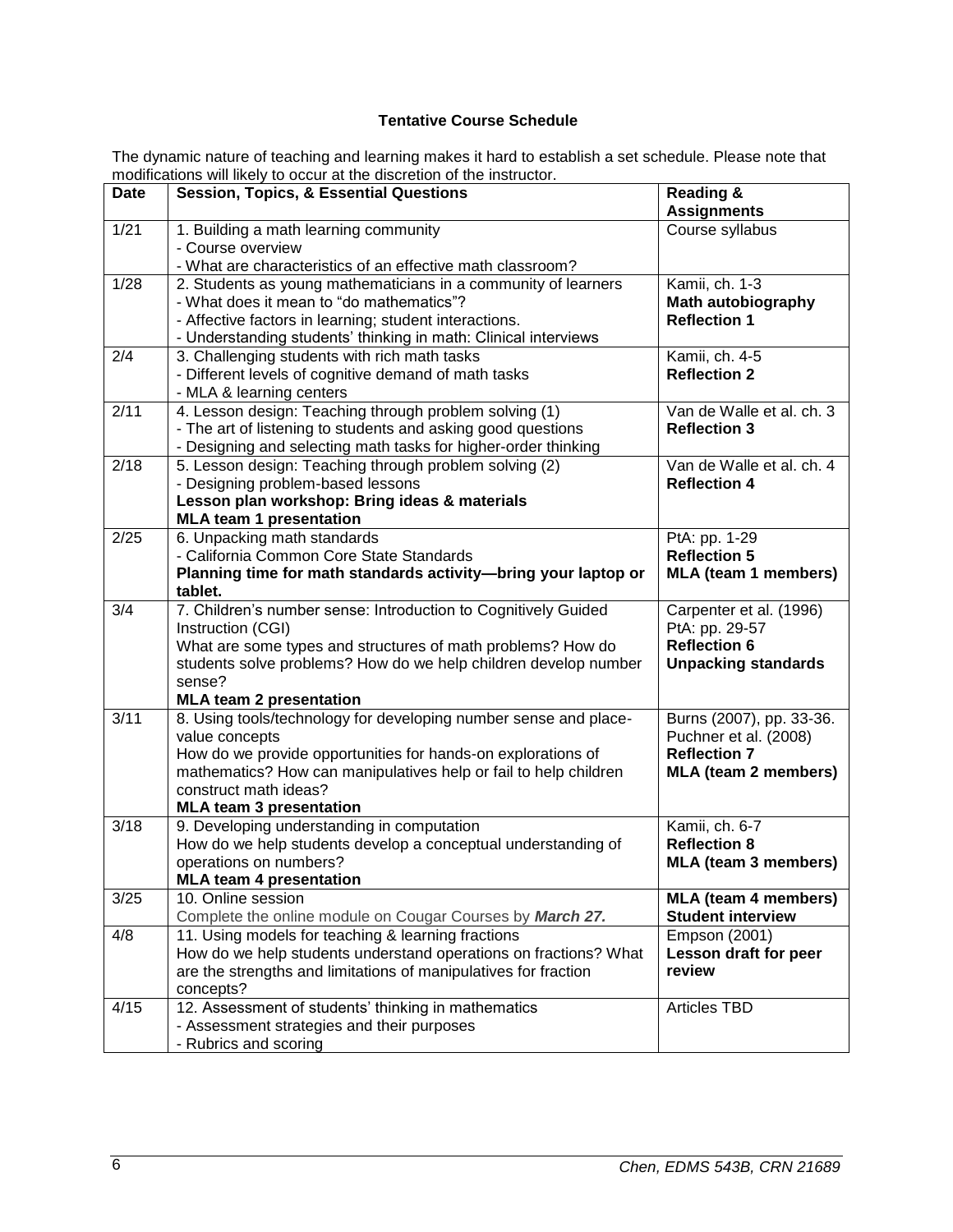**Tentative Course Schedule**

The dynamic nature of teaching and learning makes it hard to establish a set schedule. Please note that modifications will likely to occur at the discretion of the instructor.

| Date | Session, Topics, & Essential Questions | Reading & Assignments |
|---|---|---|
| 1/21 | 1. Building a math learning community<br>- Course overview<br>- What are characteristics of an effective math classroom? | Course syllabus |
| 1/28 | 2. Students as young mathematicians in a community of learners<br>- What does it mean to "do mathematics"?<br>- Affective factors in learning; student interactions.<br>- Understanding students' thinking in math: Clinical interviews | Kamii, ch. 1-3<br>**Math autobiography**<br>**Reflection 1** |
| 2/4 | 3. Challenging students with rich math tasks<br>- Different levels of cognitive demand of math tasks<br>- MLA & learning centers | Kamii, ch. 4-5<br>**Reflection 2** |
| 2/11 | 4. Lesson design: Teaching through problem solving (1)<br>- The art of listening to students and asking good questions<br>- Designing and selecting math tasks for higher-order thinking | Van de Walle et al. ch. 3<br>**Reflection 3** |
| 2/18 | 5. Lesson design: Teaching through problem solving (2)<br>- Designing problem-based lessons<br>**Lesson plan workshop: Bring ideas & materials**<br>**MLA team 1 presentation** | Van de Walle et al. ch. 4<br>**Reflection 4** |
| 2/25 | 6. Unpacking math standards<br>- California Common Core State Standards<br>**Planning time for math standards activity—bring your laptop or tablet.** | PtA: pp. 1-29<br>**Reflection 5**<br>**MLA (team 1 members)** |
| 3/4 | 7. Children's number sense: Introduction to Cognitively Guided Instruction (CGI)<br>What are some types and structures of math problems? How do students solve problems? How do we help children develop number sense?<br>**MLA team 2 presentation** | Carpenter et al. (1996)<br>PtA: pp. 29-57<br>**Reflection 6**<br>**Unpacking standards** |
| 3/11 | 8. Using tools/technology for developing number sense and place-value concepts<br>How do we provide opportunities for hands-on explorations of mathematics? How can manipulatives help or fail to help children construct math ideas?<br>**MLA team 3 presentation** | Burns (2007), pp. 33-36.<br>Puchner et al. (2008)<br>**Reflection 7**<br>**MLA (team 2 members)** |
| 3/18 | 9. Developing understanding in computation<br>How do we help students develop a conceptual understanding of operations on numbers?<br>**MLA team 4 presentation** | Kamii, ch. 6-7<br>**Reflection 8**<br>**MLA (team 3 members)** |
| 3/25 | 10. Online session<br>Complete the online module on Cougar Courses by ***March 27.*** | **MLA (team 4 members)**<br>**Student interview** |
| 4/8 | 11. Using models for teaching & learning fractions<br>How do we help students understand operations on fractions? What are the strengths and limitations of manipulatives for fraction concepts? | Empson (2001)<br>**Lesson draft for peer review** |
| 4/15 | 12. Assessment of students' thinking in mathematics<br>- Assessment strategies and their purposes<br>- Rubrics and scoring | Articles TBD |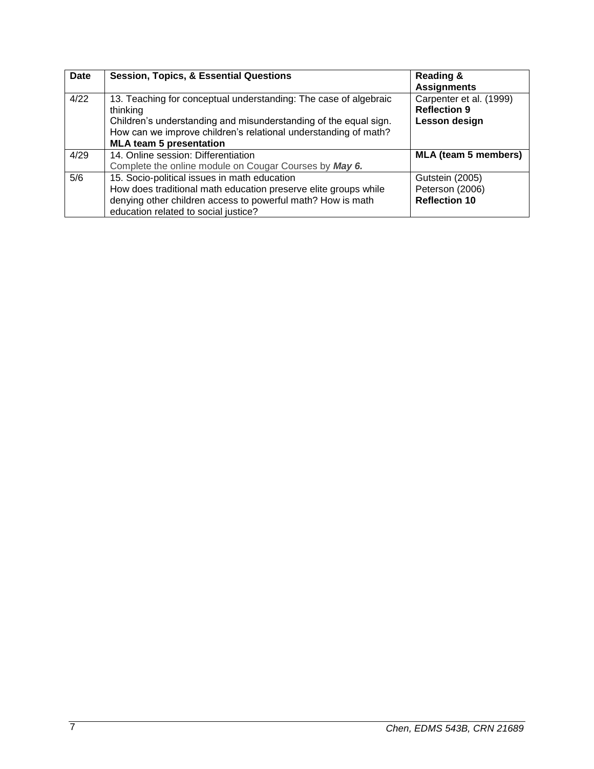| Date | Session, Topics, & Essential Questions | Reading & Assignments |
| --- | --- | --- |
| 4/22 | 13. Teaching for conceptual understanding: The case of algebraic thinking<br>Children's understanding and misunderstanding of the equal sign. How can we improve children's relational understanding of math?<br>**MLA team 5 presentation** | Carpenter et al. (1999)<br>**Reflection 9**<br>**Lesson design** |
| 4/29 | 14. Online session: Differentiation<br>Complete the online module on Cougar Courses by ***May 6.*** | **MLA (team 5 members)** |
| 5/6 | 15. Socio-political issues in math education<br>How does traditional math education preserve elite groups while denying other children access to powerful math? How is math education related to social justice? | Gutstein (2005)<br>Peterson (2006)<br>**Reflection 10** |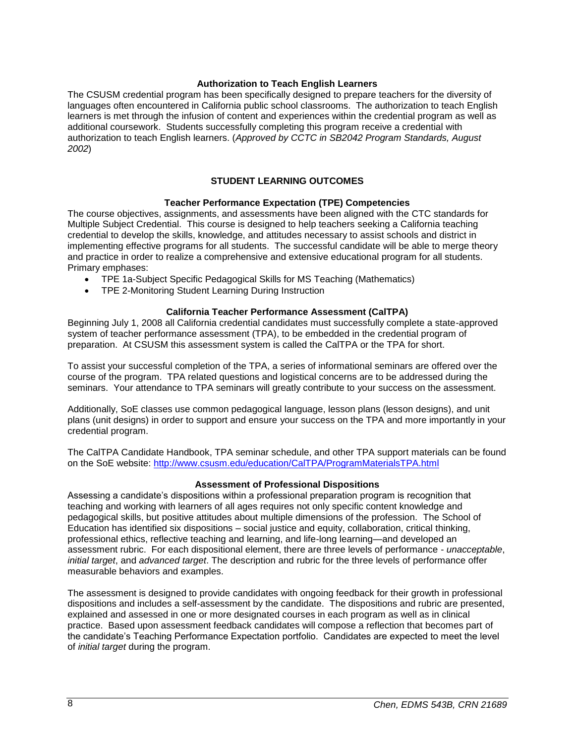### Authorization to Teach English Learners

The CSUSM credential program has been specifically designed to prepare teachers for the diversity of languages often encountered in California public school classrooms. The authorization to teach English learners is met through the infusion of content and experiences within the credential program as well as additional coursework. Students successfully completing this program receive a credential with authorization to teach English learners. (*Approved by CCTC in SB2042 Program Standards, August 2002*)

## STUDENT LEARNING OUTCOMES

### Teacher Performance Expectation (TPE) Competencies

The course objectives, assignments, and assessments have been aligned with the CTC standards for Multiple Subject Credential. This course is designed to help teachers seeking a California teaching credential to develop the skills, knowledge, and attitudes necessary to assist schools and district in implementing effective programs for all students. The successful candidate will be able to merge theory and practice in order to realize a comprehensive and extensive educational program for all students. Primary emphases:

- TPE 1a-Subject Specific Pedagogical Skills for MS Teaching (Mathematics)
- TPE 2-Monitoring Student Learning During Instruction

### California Teacher Performance Assessment (CalTPA)

Beginning July 1, 2008 all California credential candidates must successfully complete a state-approved system of teacher performance assessment (TPA), to be embedded in the credential program of preparation. At CSUSM this assessment system is called the CalTPA or the TPA for short.

To assist your successful completion of the TPA, a series of informational seminars are offered over the course of the program. TPA related questions and logistical concerns are to be addressed during the seminars. Your attendance to TPA seminars will greatly contribute to your success on the assessment.

Additionally, SoE classes use common pedagogical language, lesson plans (lesson designs), and unit plans (unit designs) in order to support and ensure your success on the TPA and more importantly in your credential program.

The CalTPA Candidate Handbook, TPA seminar schedule, and other TPA support materials can be found on the SoE website: http://www.csusm.edu/education/CalTPA/ProgramMaterialsTPA.html

### Assessment of Professional Dispositions

Assessing a candidate's dispositions within a professional preparation program is recognition that teaching and working with learners of all ages requires not only specific content knowledge and pedagogical skills, but positive attitudes about multiple dimensions of the profession. The School of Education has identified six dispositions – social justice and equity, collaboration, critical thinking, professional ethics, reflective teaching and learning, and life-long learning—and developed an assessment rubric. For each dispositional element, there are three levels of performance - *unacceptable*, *initial target*, and *advanced target*. The description and rubric for the three levels of performance offer measurable behaviors and examples.

The assessment is designed to provide candidates with ongoing feedback for their growth in professional dispositions and includes a self-assessment by the candidate. The dispositions and rubric are presented, explained and assessed in one or more designated courses in each program as well as in clinical practice. Based upon assessment feedback candidates will compose a reflection that becomes part of the candidate's Teaching Performance Expectation portfolio. Candidates are expected to meet the level of *initial target* during the program.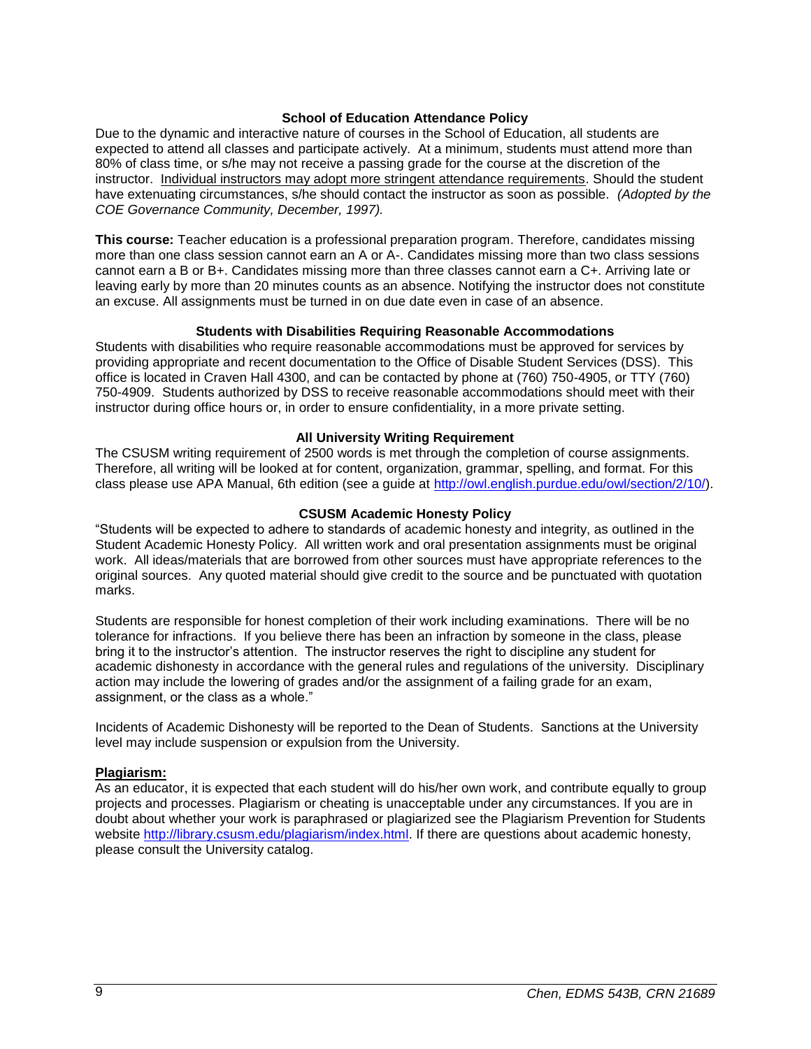### School of Education Attendance Policy

Due to the dynamic and interactive nature of courses in the School of Education, all students are expected to attend all classes and participate actively. At a minimum, students must attend more than 80% of class time, or s/he may not receive a passing grade for the course at the discretion of the instructor. <u>Individual instructors may adopt more stringent attendance requirements</u>. Should the student have extenuating circumstances, s/he should contact the instructor as soon as possible. *(Adopted by the COE Governance Community, December, 1997).*

**This course:** Teacher education is a professional preparation program. Therefore, candidates missing more than one class session cannot earn an A or A-. Candidates missing more than two class sessions cannot earn a B or B+. Candidates missing more than three classes cannot earn a C+. Arriving late or leaving early by more than 20 minutes counts as an absence. Notifying the instructor does not constitute an excuse. All assignments must be turned in on due date even in case of an absence.

### Students with Disabilities Requiring Reasonable Accommodations

Students with disabilities who require reasonable accommodations must be approved for services by providing appropriate and recent documentation to the Office of Disable Student Services (DSS). This office is located in Craven Hall 4300, and can be contacted by phone at (760) 750-4905, or TTY (760) 750-4909. Students authorized by DSS to receive reasonable accommodations should meet with their instructor during office hours or, in order to ensure confidentiality, in a more private setting.

### All University Writing Requirement

The CSUSM writing requirement of 2500 words is met through the completion of course assignments. Therefore, all writing will be looked at for content, organization, grammar, spelling, and format. For this class please use APA Manual, 6th edition (see a guide at http://owl.english.purdue.edu/owl/section/2/10/).

### CSUSM Academic Honesty Policy

"Students will be expected to adhere to standards of academic honesty and integrity, as outlined in the Student Academic Honesty Policy. All written work and oral presentation assignments must be original work. All ideas/materials that are borrowed from other sources must have appropriate references to the original sources. Any quoted material should give credit to the source and be punctuated with quotation marks.

Students are responsible for honest completion of their work including examinations. There will be no tolerance for infractions. If you believe there has been an infraction by someone in the class, please bring it to the instructor's attention. The instructor reserves the right to discipline any student for academic dishonesty in accordance with the general rules and regulations of the university. Disciplinary action may include the lowering of grades and/or the assignment of a failing grade for an exam, assignment, or the class as a whole."

Incidents of Academic Dishonesty will be reported to the Dean of Students. Sanctions at the University level may include suspension or expulsion from the University.

**<u>Plagiarism:</u>**

As an educator, it is expected that each student will do his/her own work, and contribute equally to group projects and processes. Plagiarism or cheating is unacceptable under any circumstances. If you are in doubt about whether your work is paraphrased or plagiarized see the Plagiarism Prevention for Students website http://library.csusm.edu/plagiarism/index.html. If there are questions about academic honesty, please consult the University catalog.